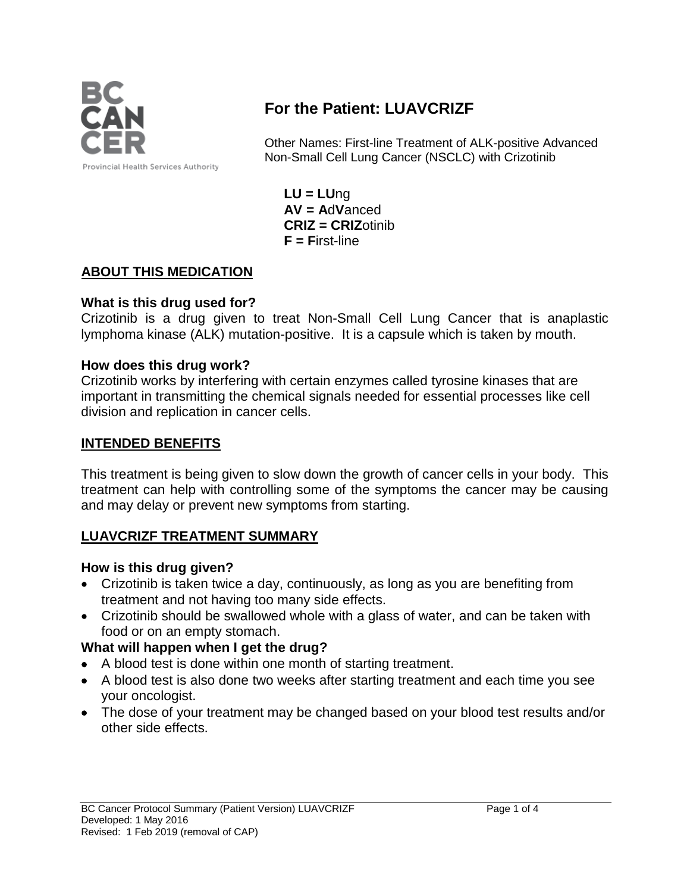BC CANCER
Provincial Health Services Authority

# For the Patient: LUAVCRIZF

Other Names: First-line Treatment of ALK-positive Advanced Non-Small Cell Lung Cancer (NSCLC) with Crizotinib

**LU = LU**ng
**AV = A**d**V**anced
**CRIZ = CRIZ**otinib
**F = F**irst-line

## ABOUT THIS MEDICATION

### What is this drug used for?

Crizotinib is a drug given to treat Non-Small Cell Lung Cancer that is anaplastic lymphoma kinase (ALK) mutation-positive. It is a capsule which is taken by mouth.

### How does this drug work?

Crizotinib works by interfering with certain enzymes called tyrosine kinases that are important in transmitting the chemical signals needed for essential processes like cell division and replication in cancer cells.

## INTENDED BENEFITS

This treatment is being given to slow down the growth of cancer cells in your body. This treatment can help with controlling some of the symptoms the cancer may be causing and may delay or prevent new symptoms from starting.

## LUAVCRIZF TREATMENT SUMMARY

### How is this drug given?

- Crizotinib is taken twice a day, continuously, as long as you are benefiting from treatment and not having too many side effects.
- Crizotinib should be swallowed whole with a glass of water, and can be taken with food or on an empty stomach.

### What will happen when I get the drug?

- A blood test is done within one month of starting treatment.
- A blood test is also done two weeks after starting treatment and each time you see your oncologist.
- The dose of your treatment may be changed based on your blood test results and/or other side effects.

BC Cancer Protocol Summary (Patient Version) LUAVCRIZF
Developed: 1 May 2016
Revised: 1 Feb 2019 (removal of CAP)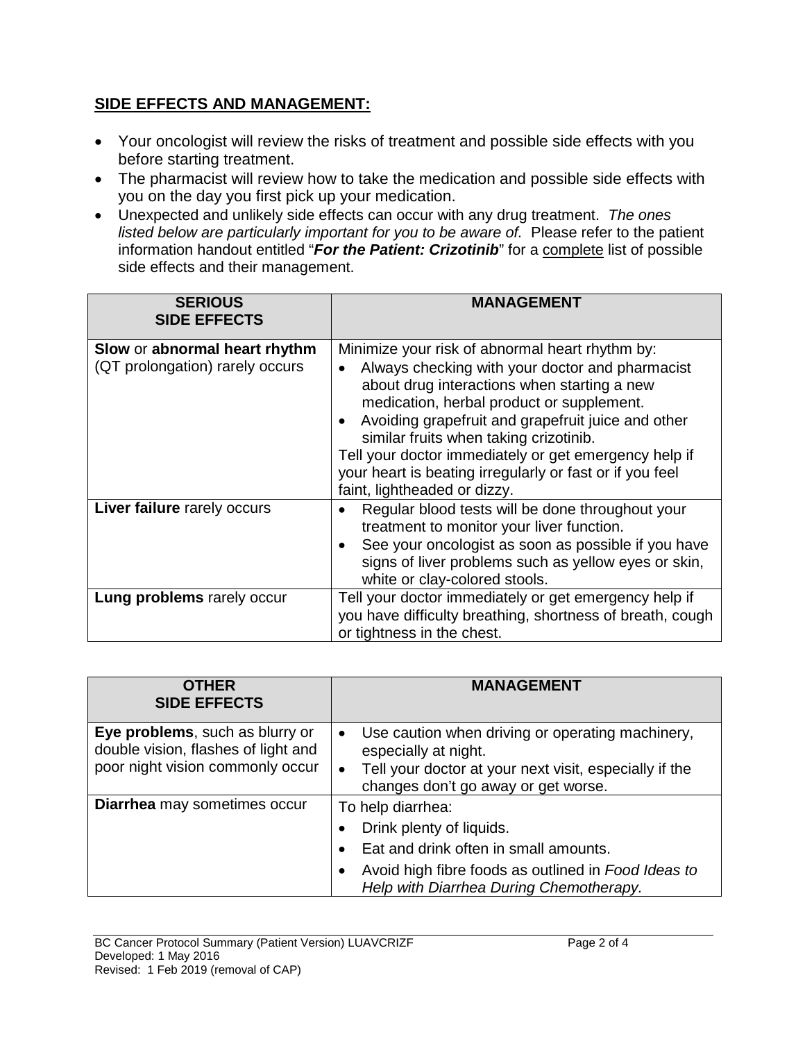## SIDE EFFECTS AND MANAGEMENT:

- Your oncologist will review the risks of treatment and possible side effects with you before starting treatment.
- The pharmacist will review how to take the medication and possible side effects with you on the day you first pick up your medication.
- Unexpected and unlikely side effects can occur with any drug treatment. *The ones listed below are particularly important for you to be aware of.* Please refer to the patient information handout entitled "***For the Patient: Crizotinib***" for a complete list of possible side effects and their management.

| SERIOUS SIDE EFFECTS | MANAGEMENT |
|---|---|
| **Slow** or **abnormal heart rhythm** (QT prolongation) rarely occurs | Minimize your risk of abnormal heart rhythm by:<br>• Always checking with your doctor and pharmacist about drug interactions when starting a new medication, herbal product or supplement.<br>• Avoiding grapefruit and grapefruit juice and other similar fruits when taking crizotinib.<br>Tell your doctor immediately or get emergency help if your heart is beating irregularly or fast or if you feel faint, lightheaded or dizzy. |
| **Liver failure** rarely occurs | • Regular blood tests will be done throughout your treatment to monitor your liver function.<br>• See your oncologist as soon as possible if you have signs of liver problems such as yellow eyes or skin, white or clay-colored stools. |
| **Lung problems** rarely occur | Tell your doctor immediately or get emergency help if you have difficulty breathing, shortness of breath, cough or tightness in the chest. |

| OTHER SIDE EFFECTS | MANAGEMENT |
|---|---|
| **Eye problems**, such as blurry or double vision, flashes of light and poor night vision commonly occur | • Use caution when driving or operating machinery, especially at night.<br>• Tell your doctor at your next visit, especially if the changes don't go away or get worse. |
| **Diarrhea** may sometimes occur | To help diarrhea:<br>• Drink plenty of liquids.<br>• Eat and drink often in small amounts.<br>• Avoid high fibre foods as outlined in *Food Ideas to Help with Diarrhea During Chemotherapy*. |

BC Cancer Protocol Summary (Patient Version) LUAVCRIZF
Developed: 1 May 2016
Revised: 1 Feb 2019 (removal of CAP)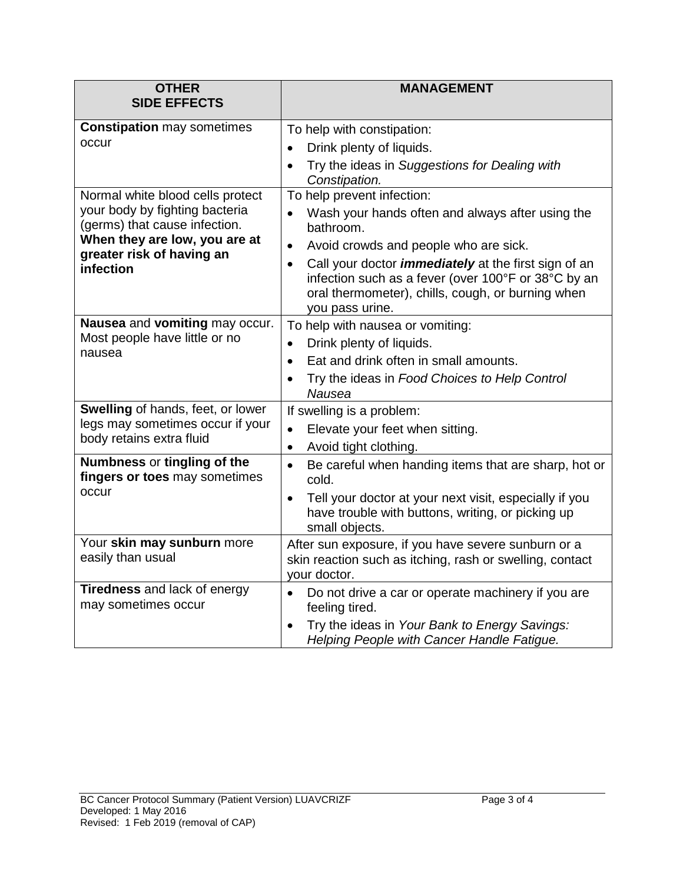| **OTHER SIDE EFFECTS** | **MANAGEMENT** |
| --- | --- |
| **Constipation** may sometimes occur | To help with constipation:<br>• Drink plenty of liquids.<br>• Try the ideas in *Suggestions for Dealing with Constipation.* |
| Normal white blood cells protect your body by fighting bacteria (germs) that cause infection. **When they are low, you are at greater risk of having an infection** | To help prevent infection:<br>• Wash your hands often and always after using the bathroom.<br>• Avoid crowds and people who are sick.<br>• Call your doctor ***immediately*** at the first sign of an infection such as a fever (over 100°F or 38°C by an oral thermometer), chills, cough, or burning when you pass urine. |
| **Nausea** and **vomiting** may occur. Most people have little or no nausea | To help with nausea or vomiting:<br>• Drink plenty of liquids.<br>• Eat and drink often in small amounts.<br>• Try the ideas in *Food Choices to Help Control Nausea* |
| **Swelling** of hands, feet, or lower legs may sometimes occur if your body retains extra fluid | If swelling is a problem:<br>• Elevate your feet when sitting.<br>• Avoid tight clothing. |
| **Numbness** or **tingling of the fingers or toes** may sometimes occur | • Be careful when handing items that are sharp, hot or cold.<br>• Tell your doctor at your next visit, especially if you have trouble with buttons, writing, or picking up small objects. |
| Your **skin may sunburn** more easily than usual | After sun exposure, if you have severe sunburn or a skin reaction such as itching, rash or swelling, contact your doctor. |
| **Tiredness** and lack of energy may sometimes occur | • Do not drive a car or operate machinery if you are feeling tired.<br>• Try the ideas in *Your Bank to Energy Savings: Helping People with Cancer Handle Fatigue.* |

BC Cancer Protocol Summary (Patient Version) LUAVCRIZF
Developed: 1 May 2016
Revised: 1 Feb 2019 (removal of CAP)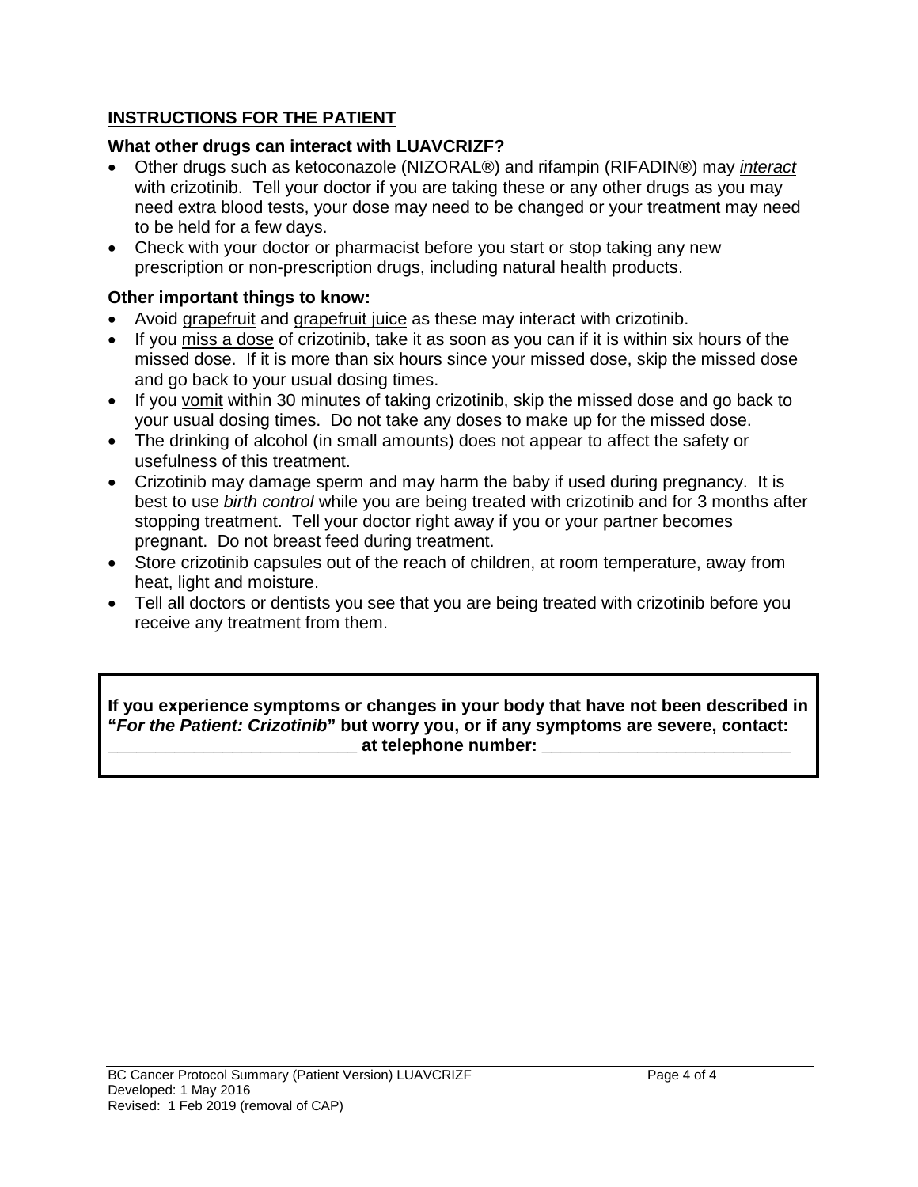## INSTRUCTIONS FOR THE PATIENT

**What other drugs can interact with LUAVCRIZF?**

- Other drugs such as ketoconazole (NIZORAL®) and rifampin (RIFADIN®) may *interact* with crizotinib. Tell your doctor if you are taking these or any other drugs as you may need extra blood tests, your dose may need to be changed or your treatment may need to be held for a few days.
- Check with your doctor or pharmacist before you start or stop taking any new prescription or non-prescription drugs, including natural health products.

**Other important things to know:**

- Avoid grapefruit and grapefruit juice as these may interact with crizotinib.
- If you miss a dose of crizotinib, take it as soon as you can if it is within six hours of the missed dose. If it is more than six hours since your missed dose, skip the missed dose and go back to your usual dosing times.
- If you vomit within 30 minutes of taking crizotinib, skip the missed dose and go back to your usual dosing times. Do not take any doses to make up for the missed dose.
- The drinking of alcohol (in small amounts) does not appear to affect the safety or usefulness of this treatment.
- Crizotinib may damage sperm and may harm the baby if used during pregnancy. It is best to use *birth control* while you are being treated with crizotinib and for 3 months after stopping treatment. Tell your doctor right away if you or your partner becomes pregnant. Do not breast feed during treatment.
- Store crizotinib capsules out of the reach of children, at room temperature, away from heat, light and moisture.
- Tell all doctors or dentists you see that you are being treated with crizotinib before you receive any treatment from them.

**If you experience symptoms or changes in your body that have not been described in "*For the Patient: Crizotinib*" but worry you, or if any symptoms are severe, contact: ___________________________ at telephone number: ___________________________**

BC Cancer Protocol Summary (Patient Version) LUAVCRIZF
Developed: 1 May 2016
Revised: 1 Feb 2019 (removal of CAP)